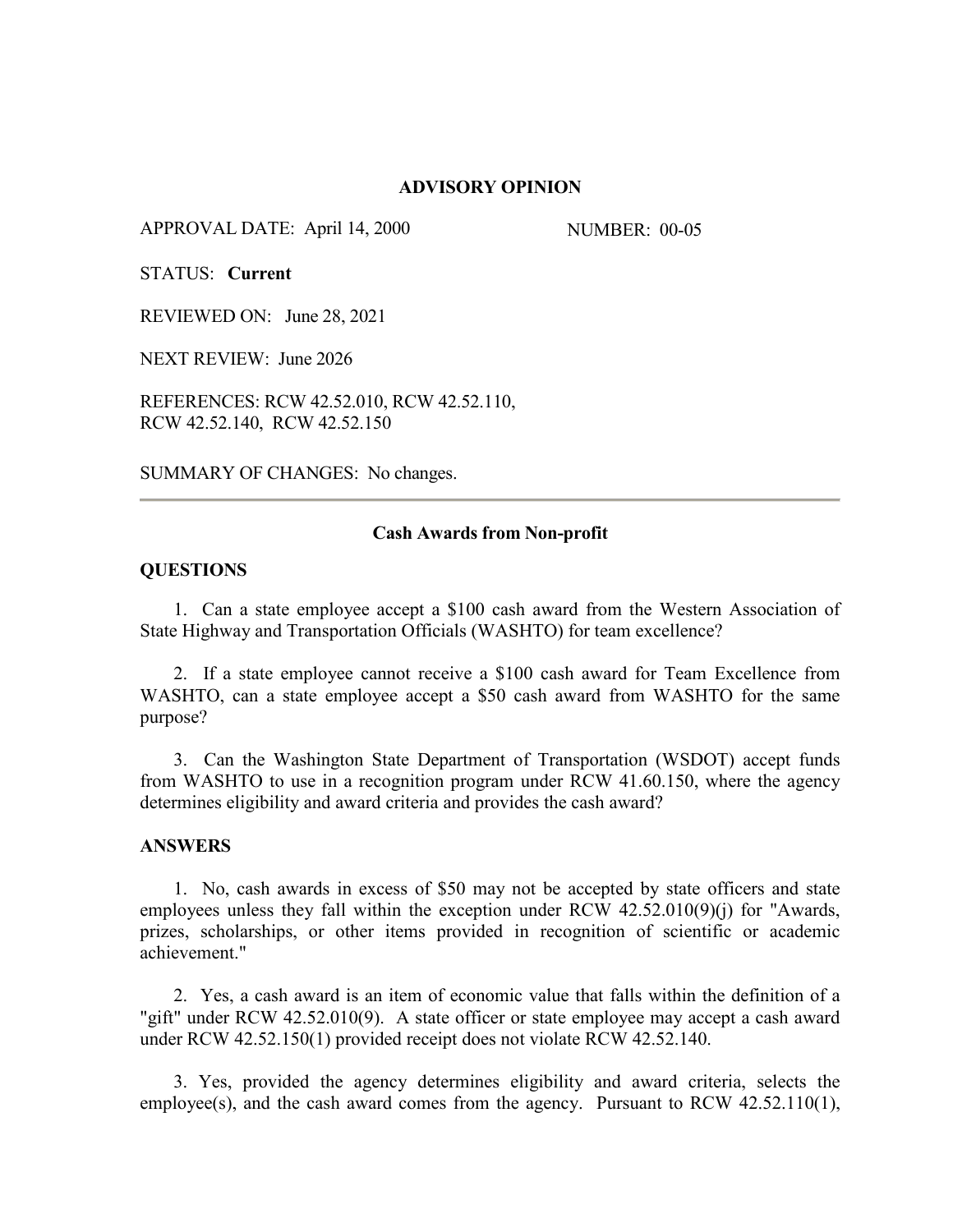# ADVISORY OPINION

APPROVAL DATE: April 14, 2000 NUMBER: 00-05

STATUS: **Current**

REVIEWED ON: June 28, 2021

NEXT REVIEW: June 2026

REFERENCES: RCW 42.52.010, RCW 42.52.110, RCW 42.52.140, RCW 42.52.150

SUMMARY OF CHANGES: No changes.

---

## Cash Awards from Non-profit

### QUESTIONS

1. Can a state employee accept a $100 cash award from the Western Association of State Highway and Transportation Officials (WASHTO) for team excellence?

2. If a state employee cannot receive a $100 cash award for Team Excellence from WASHTO, can a state employee accept a $50 cash award from WASHTO for the same purpose?

3. Can the Washington State Department of Transportation (WSDOT) accept funds from WASHTO to use in a recognition program under RCW 41.60.150, where the agency determines eligibility and award criteria and provides the cash award?

### ANSWERS

1. No, cash awards in excess of $50 may not be accepted by state officers and state employees unless they fall within the exception under RCW 42.52.010(9)(j) for "Awards, prizes, scholarships, or other items provided in recognition of scientific or academic achievement."

2. Yes, a cash award is an item of economic value that falls within the definition of a "gift" under RCW 42.52.010(9). A state officer or state employee may accept a cash award under RCW 42.52.150(1) provided receipt does not violate RCW 42.52.140.

3. Yes, provided the agency determines eligibility and award criteria, selects the employee(s), and the cash award comes from the agency. Pursuant to RCW 42.52.110(1),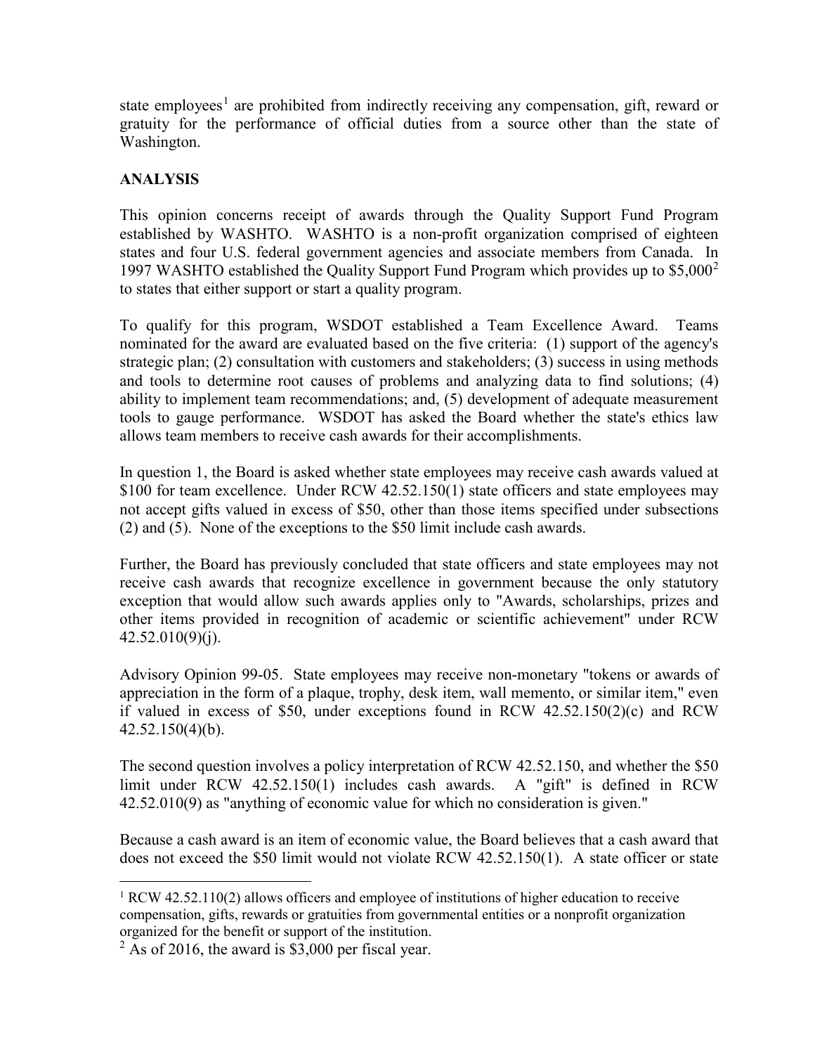state employees[1] are prohibited from indirectly receiving any compensation, gift, reward or gratuity for the performance of official duties from a source other than the state of Washington.

## ANALYSIS

This opinion concerns receipt of awards through the Quality Support Fund Program established by WASHTO. WASHTO is a non-profit organization comprised of eighteen states and four U.S. federal government agencies and associate members from Canada. In 1997 WASHTO established the Quality Support Fund Program which provides up to $5,000[2] to states that either support or start a quality program.

To qualify for this program, WSDOT established a Team Excellence Award. Teams nominated for the award are evaluated based on the five criteria: (1) support of the agency's strategic plan; (2) consultation with customers and stakeholders; (3) success in using methods and tools to determine root causes of problems and analyzing data to find solutions; (4) ability to implement team recommendations; and, (5) development of adequate measurement tools to gauge performance. WSDOT has asked the Board whether the state's ethics law allows team members to receive cash awards for their accomplishments.

In question 1, the Board is asked whether state employees may receive cash awards valued at $100 for team excellence. Under RCW 42.52.150(1) state officers and state employees may not accept gifts valued in excess of $50, other than those items specified under subsections (2) and (5). None of the exceptions to the $50 limit include cash awards.

Further, the Board has previously concluded that state officers and state employees may not receive cash awards that recognize excellence in government because the only statutory exception that would allow such awards applies only to "Awards, scholarships, prizes and other items provided in recognition of academic or scientific achievement" under RCW 42.52.010(9)(j).

Advisory Opinion 99-05. State employees may receive non-monetary "tokens or awards of appreciation in the form of a plaque, trophy, desk item, wall memento, or similar item," even if valued in excess of $50, under exceptions found in RCW 42.52.150(2)(c) and RCW 42.52.150(4)(b).

The second question involves a policy interpretation of RCW 42.52.150, and whether the $50 limit under RCW 42.52.150(1) includes cash awards. A "gift" is defined in RCW 42.52.010(9) as "anything of economic value for which no consideration is given."

Because a cash award is an item of economic value, the Board believes that a cash award that does not exceed the $50 limit would not violate RCW 42.52.150(1). A state officer or state

---

[1] RCW 42.52.110(2) allows officers and employee of institutions of higher education to receive compensation, gifts, rewards or gratuities from governmental entities or a nonprofit organization organized for the benefit or support of the institution.

[2] As of 2016, the award is $3,000 per fiscal year.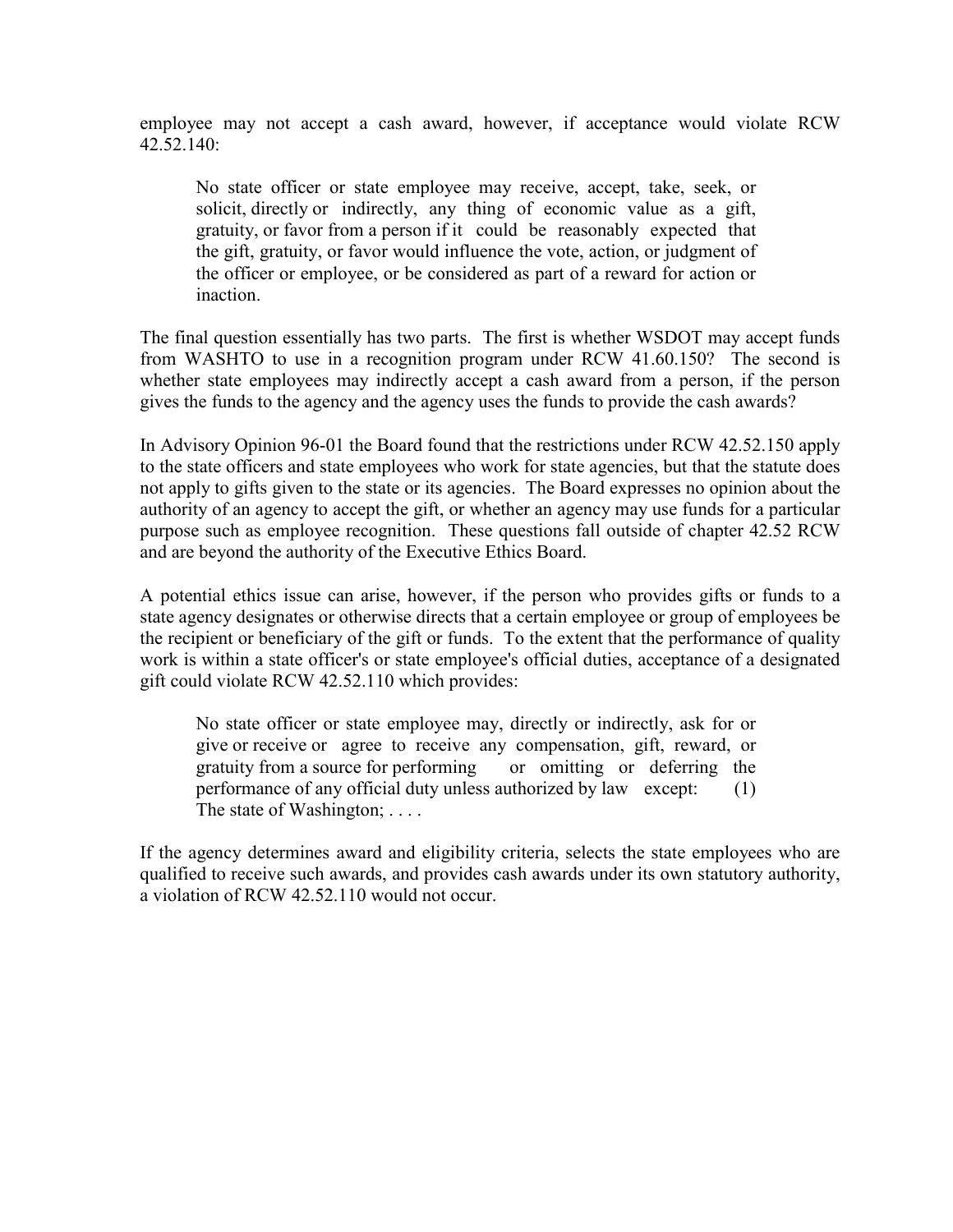employee may not accept a cash award, however, if acceptance would violate RCW 42.52.140:

> No state officer or state employee may receive, accept, take, seek, or solicit, directly or indirectly, any thing of economic value as a gift, gratuity, or favor from a person if it could be reasonably expected that the gift, gratuity, or favor would influence the vote, action, or judgment of the officer or employee, or be considered as part of a reward for action or inaction.

The final question essentially has two parts. The first is whether WSDOT may accept funds from WASHTO to use in a recognition program under RCW 41.60.150? The second is whether state employees may indirectly accept a cash award from a person, if the person gives the funds to the agency and the agency uses the funds to provide the cash awards?

In Advisory Opinion 96-01 the Board found that the restrictions under RCW 42.52.150 apply to the state officers and state employees who work for state agencies, but that the statute does not apply to gifts given to the state or its agencies. The Board expresses no opinion about the authority of an agency to accept the gift, or whether an agency may use funds for a particular purpose such as employee recognition. These questions fall outside of chapter 42.52 RCW and are beyond the authority of the Executive Ethics Board.

A potential ethics issue can arise, however, if the person who provides gifts or funds to a state agency designates or otherwise directs that a certain employee or group of employees be the recipient or beneficiary of the gift or funds. To the extent that the performance of quality work is within a state officer's or state employee's official duties, acceptance of a designated gift could violate RCW 42.52.110 which provides:

> No state officer or state employee may, directly or indirectly, ask for or give or receive or agree to receive any compensation, gift, reward, or gratuity from a source for performing or omitting or deferring the performance of any official duty unless authorized by law except: (1) The state of Washington; . . . .

If the agency determines award and eligibility criteria, selects the state employees who are qualified to receive such awards, and provides cash awards under its own statutory authority, a violation of RCW 42.52.110 would not occur.